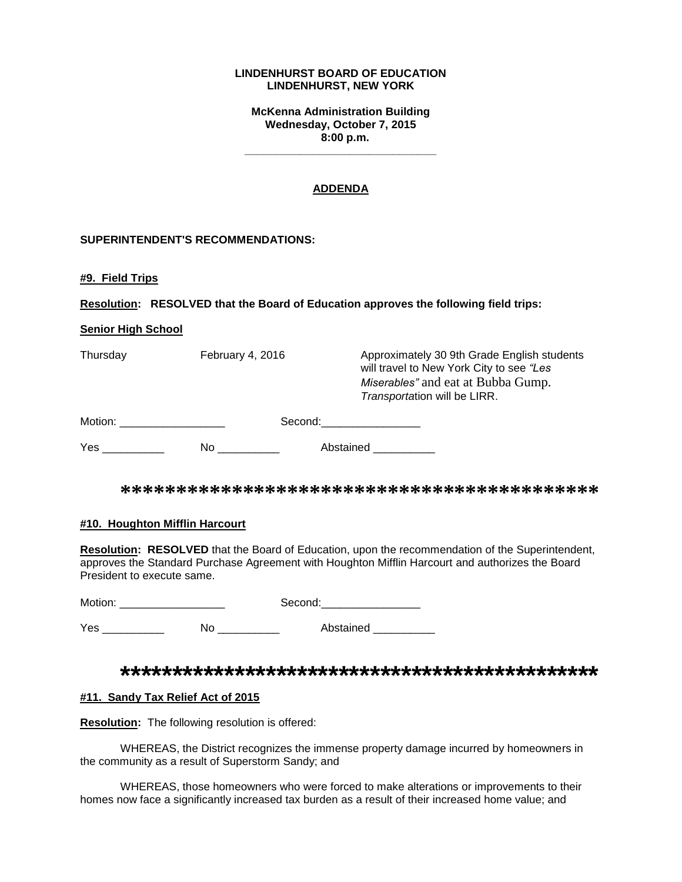**LINDENHURST BOARD OF EDUCATION**
**LINDENHURST, NEW YORK**

**McKenna Administration Building**
**Wednesday, October 7, 2015**
**8:00 p.m.**

---

## ADDENDA

**SUPERINTENDENT'S RECOMMENDATIONS:**

**#9. Field Trips**

**Resolution: RESOLVED that the Board of Education approves the following field trips:**

**Senior High School**

| | | |
|---|---|---|
| Thursday | February 4, 2016 | Approximately 30 9th Grade English students will travel to New York City to see *"Les Miserables"* and eat at Bubba Gump. *Transporta*tion will be LIRR. |

Motion: _________________ Second:________________

Yes __________ No __________ Abstained __________

*******************************************

**#10. Houghton Mifflin Harcourt**

**Resolution: RESOLVED** that the Board of Education, upon the recommendation of the Superintendent, approves the Standard Purchase Agreement with Houghton Mifflin Harcourt and authorizes the Board President to execute same.

Motion: _________________ Second:________________

Yes __________ No __________ Abstained __________

*******************************************

**#11. Sandy Tax Relief Act of 2015**

**Resolution:** The following resolution is offered:

WHEREAS, the District recognizes the immense property damage incurred by homeowners in the community as a result of Superstorm Sandy; and

WHEREAS, those homeowners who were forced to make alterations or improvements to their homes now face a significantly increased tax burden as a result of their increased home value; and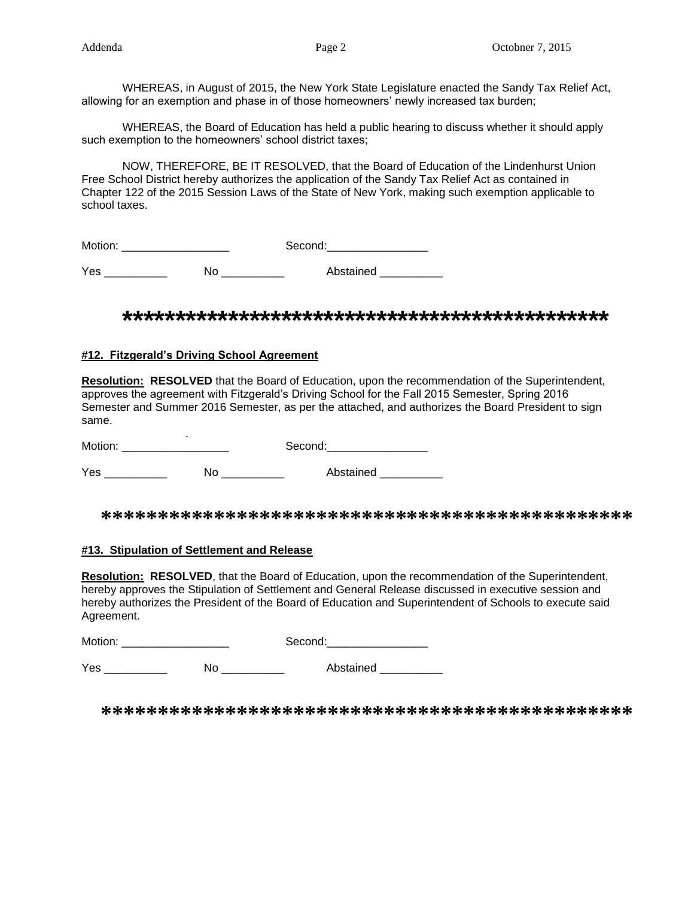WHEREAS, in August of 2015, the New York State Legislature enacted the Sandy Tax Relief Act, allowing for an exemption and phase in of those homeowners' newly increased tax burden;

WHEREAS, the Board of Education has held a public hearing to discuss whether it should apply such exemption to the homeowners' school district taxes;

NOW, THEREFORE, BE IT RESOLVED, that the Board of Education of the Lindenhurst Union Free School District hereby authorizes the application of the Sandy Tax Relief Act as contained in Chapter 122 of the 2015 Session Laws of the State of New York, making such exemption applicable to school taxes.

Motion: _________________ Second:________________

Yes __________ No __________ Abstained __________

**********************************************

**#12. Fitzgerald's Driving School Agreement**

**Resolution: RESOLVED** that the Board of Education, upon the recommendation of the Superintendent, approves the agreement with Fitzgerald's Driving School for the Fall 2015 Semester, Spring 2016 Semester and Summer 2016 Semester, as per the attached, and authorizes the Board President to sign same.

Motion: _________________ Second:________________

Yes __________ No __________ Abstained __________

**********************************************

**#13. Stipulation of Settlement and Release**

**Resolution: RESOLVED**, that the Board of Education, upon the recommendation of the Superintendent, hereby approves the Stipulation of Settlement and General Release discussed in executive session and hereby authorizes the President of the Board of Education and Superintendent of Schools to execute said Agreement.

Motion: _________________ Second:________________

Yes __________ No __________ Abstained __________

**********************************************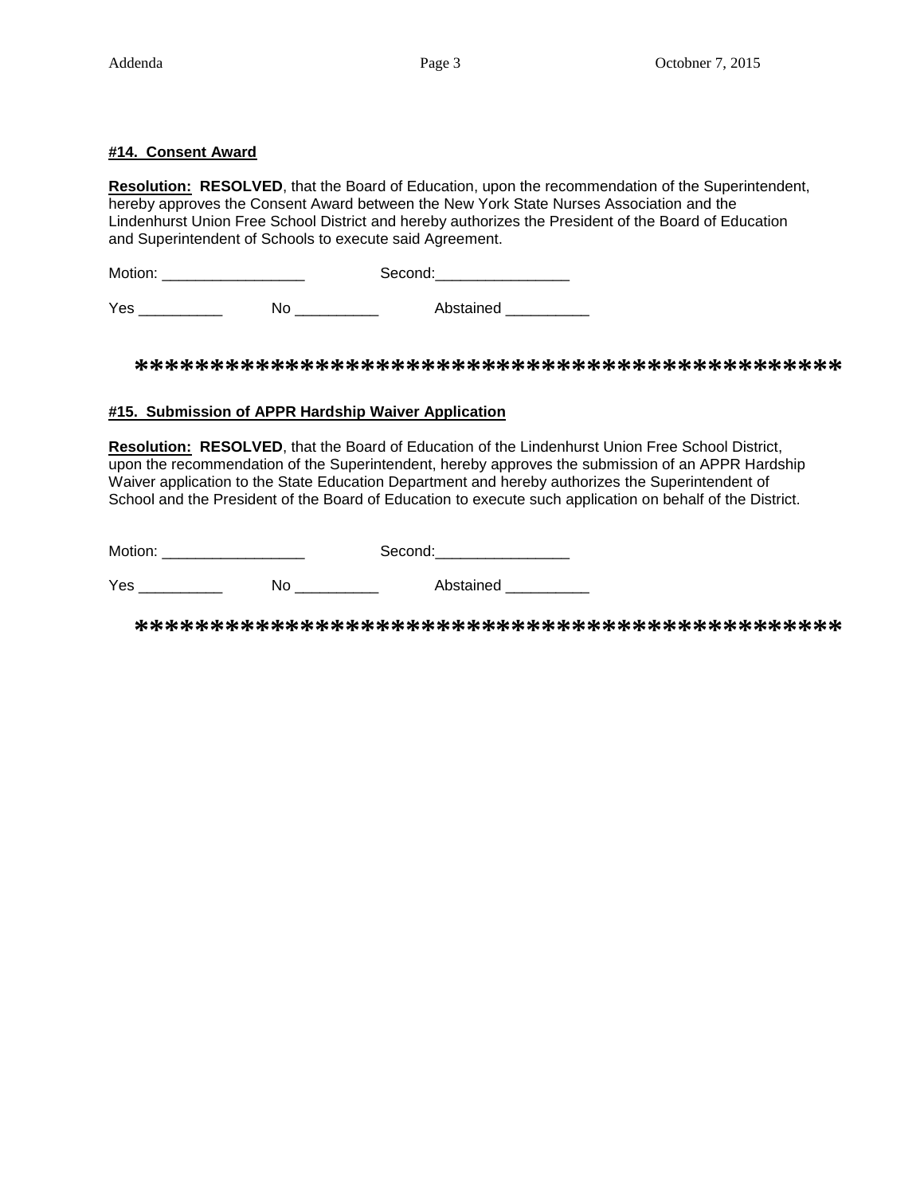#### **#14. Consent Award**

**Resolution: RESOLVED**, that the Board of Education, upon the recommendation of the Superintendent, hereby approves the Consent Award between the New York State Nurses Association and the Lindenhurst Union Free School District and hereby authorizes the President of the Board of Education and Superintendent of Schools to execute said Agreement.

Motion: _________________ Second:________________

Yes __________ No __________ Abstained __________

*********************************************

#### **#15. Submission of APPR Hardship Waiver Application**

**Resolution: RESOLVED**, that the Board of Education of the Lindenhurst Union Free School District, upon the recommendation of the Superintendent, hereby approves the submission of an APPR Hardship Waiver application to the State Education Department and hereby authorizes the Superintendent of School and the President of the Board of Education to execute such application on behalf of the District.

Motion: _________________ Second:________________

Yes __________ No __________ Abstained __________

*********************************************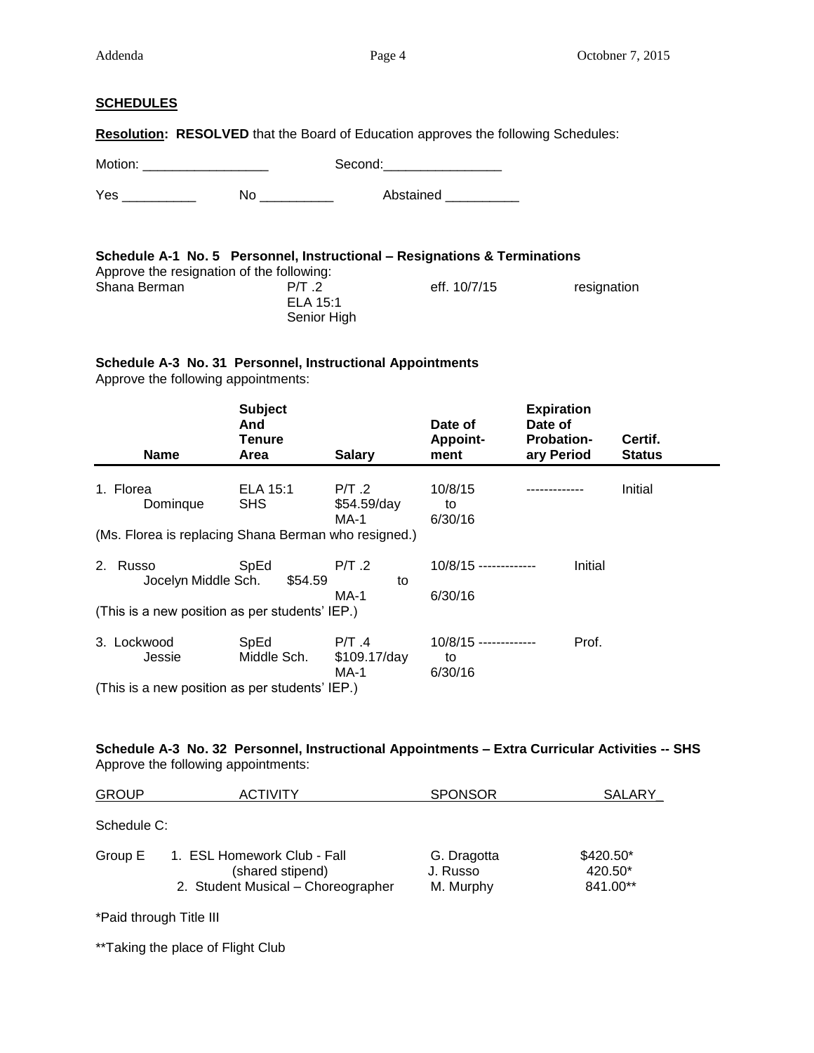## SCHEDULES

**Resolution: RESOLVED** that the Board of Education approves the following Schedules:

Motion: _________________ Second:________________

Yes __________ No __________ Abstained __________

**Schedule A-1 No. 5 Personnel, Instructional – Resignations & Terminations**

Approve the resignation of the following:

| | | | |
|---|---|---|---|
| Shana Berman | P/T .2<br>ELA 15:1<br>Senior High | eff. 10/7/15 | resignation |

**Schedule A-3 No. 31 Personnel, Instructional Appointments**

Approve the following appointments:

| Name | Subject And Tenure Area | Salary | Date of Appoint-ment | Expiration Date of Probation-ary Period | Certif. Status |
|---|---|---|---|---|---|
| 1. Florea Dominque | ELA 15:1 SHS | P/T .2 $54.59/day MA-1 | 10/8/15 to 6/30/16 | ------------- | Initial |
| (Ms. Florea is replacing Shana Berman who resigned.) | | | | | |
| 2. Russo Jocelyn | SpEd Middle Sch. | P/T .2 $54.59 MA-1 | 10/8/15 to 6/30/16 | ------------- | Initial |
| (This is a new position as per students' IEP.) | | | | | |
| 3. Lockwood Jessie | SpEd Middle Sch. | P/T .4 $109.17/day MA-1 | 10/8/15 to 6/30/16 | ------------- | Prof. |
| (This is a new position as per students' IEP.) | | | | | |

**Schedule A-3 No. 32 Personnel, Instructional Appointments – Extra Curricular Activities -- SHS**

Approve the following appointments:

| GROUP | ACTIVITY | SPONSOR | SALARY |
|---|---|---|---|
| Schedule C: | | | |
| Group E | 1. ESL Homework Club - Fall | G. Dragotta | $420.50* |
| | (shared stipend) | J. Russo | 420.50* |
| | 2. Student Musical – Choreographer | M. Murphy | 841.00** |

*Paid through Title III

**Taking the place of Flight Club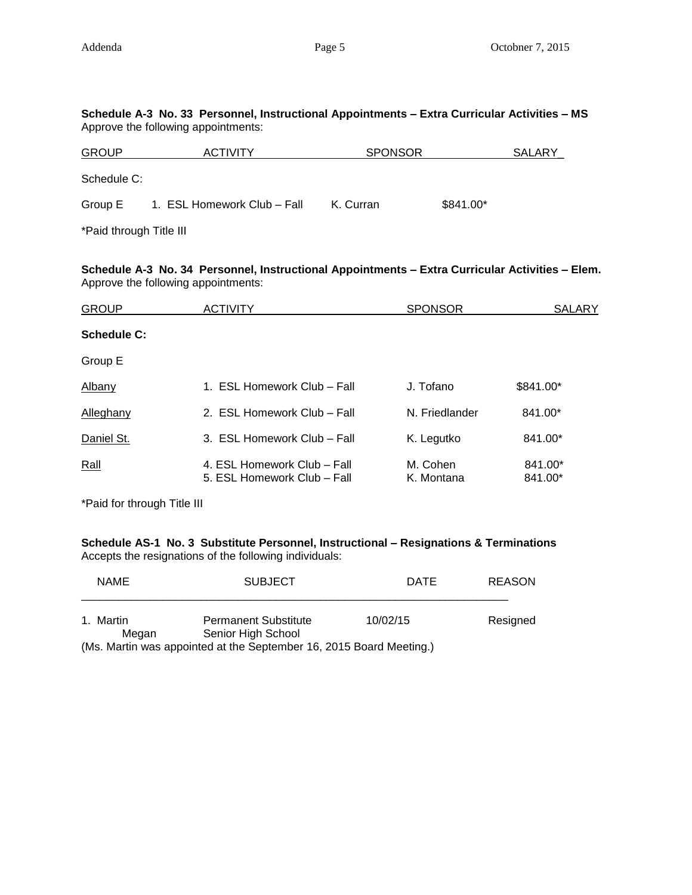**Schedule A-3 No. 33 Personnel, Instructional Appointments – Extra Curricular Activities – MS**
Approve the following appointments:

| GROUP | ACTIVITY | SPONSOR | SALARY |
|---|---|---|---|
| Schedule C: | | | |
| Group E | 1. ESL Homework Club – Fall | K. Curran | $841.00* |

*Paid through Title III

**Schedule A-3 No. 34 Personnel, Instructional Appointments – Extra Curricular Activities – Elem.**
Approve the following appointments:

| GROUP | ACTIVITY | SPONSOR | SALARY |
|---|---|---|---|
| **Schedule C:** | | | |
| Group E | | | |
| Albany | 1. ESL Homework Club – Fall | J. Tofano | $841.00* |
| Alleghany | 2. ESL Homework Club – Fall | N. Friedlander | 841.00* |
| Daniel St. | 3. ESL Homework Club – Fall | K. Legutko | 841.00* |
| Rall | 4. ESL Homework Club – Fall | M. Cohen | 841.00* |
| | 5. ESL Homework Club – Fall | K. Montana | 841.00* |

*Paid for through Title III

**Schedule AS-1 No. 3 Substitute Personnel, Instructional – Resignations & Terminations**
Accepts the resignations of the following individuals:

| NAME | SUBJECT | DATE | REASON |
|---|---|---|---|
| 1. Martin Megan | Permanent Substitute Senior High School | 10/02/15 | Resigned |

(Ms. Martin was appointed at the September 16, 2015 Board Meeting.)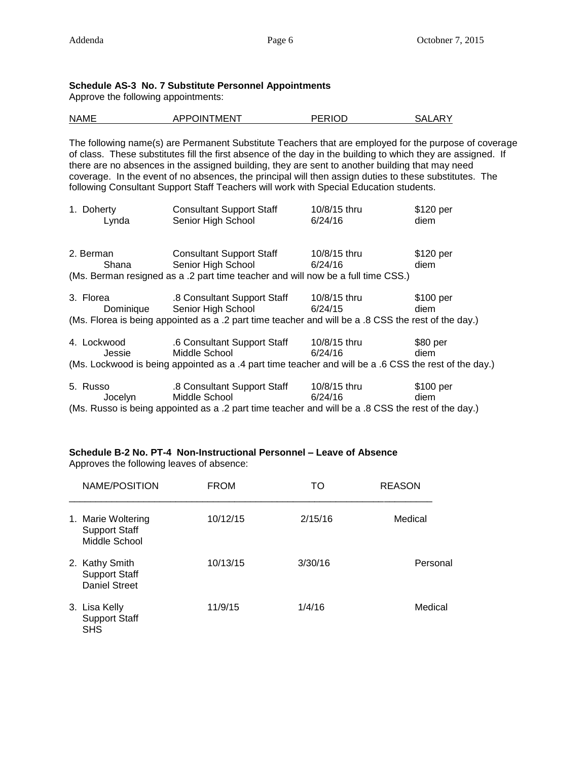**Schedule AS-3 No. 7 Substitute Personnel Appointments**

Approve the following appointments:

| NAME | APPOINTMENT | PERIOD | SALARY |
|---|---|---|---|

The following name(s) are Permanent Substitute Teachers that are employed for the purpose of coverage of class. These substitutes fill the first absence of the day in the building to which they are assigned. If there are no absences in the assigned building, they are sent to another building that may need coverage. In the event of no absences, the principal will then assign duties to these substitutes. The following Consultant Support Staff Teachers will work with Special Education students.

| NAME | APPOINTMENT | PERIOD | SALARY |
|---|---|---|---|
| 1. Doherty Lynda | Consultant Support Staff Senior High School | 10/8/15 thru 6/24/16 | $120 per diem |
| 2. Berman Shana | Consultant Support Staff Senior High School | 10/8/15 thru 6/24/16 | $120 per diem |
| (Ms. Berman resigned as a .2 part time teacher and will now be a full time CSS.) | | | |
| 3. Florea Dominique | .8 Consultant Support Staff Senior High School | 10/8/15 thru 6/24/15 | $100 per diem |
| (Ms. Florea is being appointed as a .2 part time teacher and will be a .8 CSS the rest of the day.) | | | |
| 4. Lockwood Jessie | .6 Consultant Support Staff Middle School | 10/8/15 thru 6/24/16 | $80 per diem |
| (Ms. Lockwood is being appointed as a .4 part time teacher and will be a .6 CSS the rest of the day.) | | | |
| 5. Russo Jocelyn | .8 Consultant Support Staff Middle School | 10/8/15 thru 6/24/16 | $100 per diem |
| (Ms. Russo is being appointed as a .2 part time teacher and will be a .8 CSS the rest of the day.) | | | |

**Schedule B-2 No. PT-4 Non-Instructional Personnel – Leave of Absence**

Approves the following leaves of absence:

| NAME/POSITION | FROM | TO | REASON |
|---|---|---|---|
| 1. Marie Woltering Support Staff Middle School | 10/12/15 | 2/15/16 | Medical |
| 2. Kathy Smith Support Staff Daniel Street | 10/13/15 | 3/30/16 | Personal |
| 3. Lisa Kelly Support Staff SHS | 11/9/15 | 1/4/16 | Medical |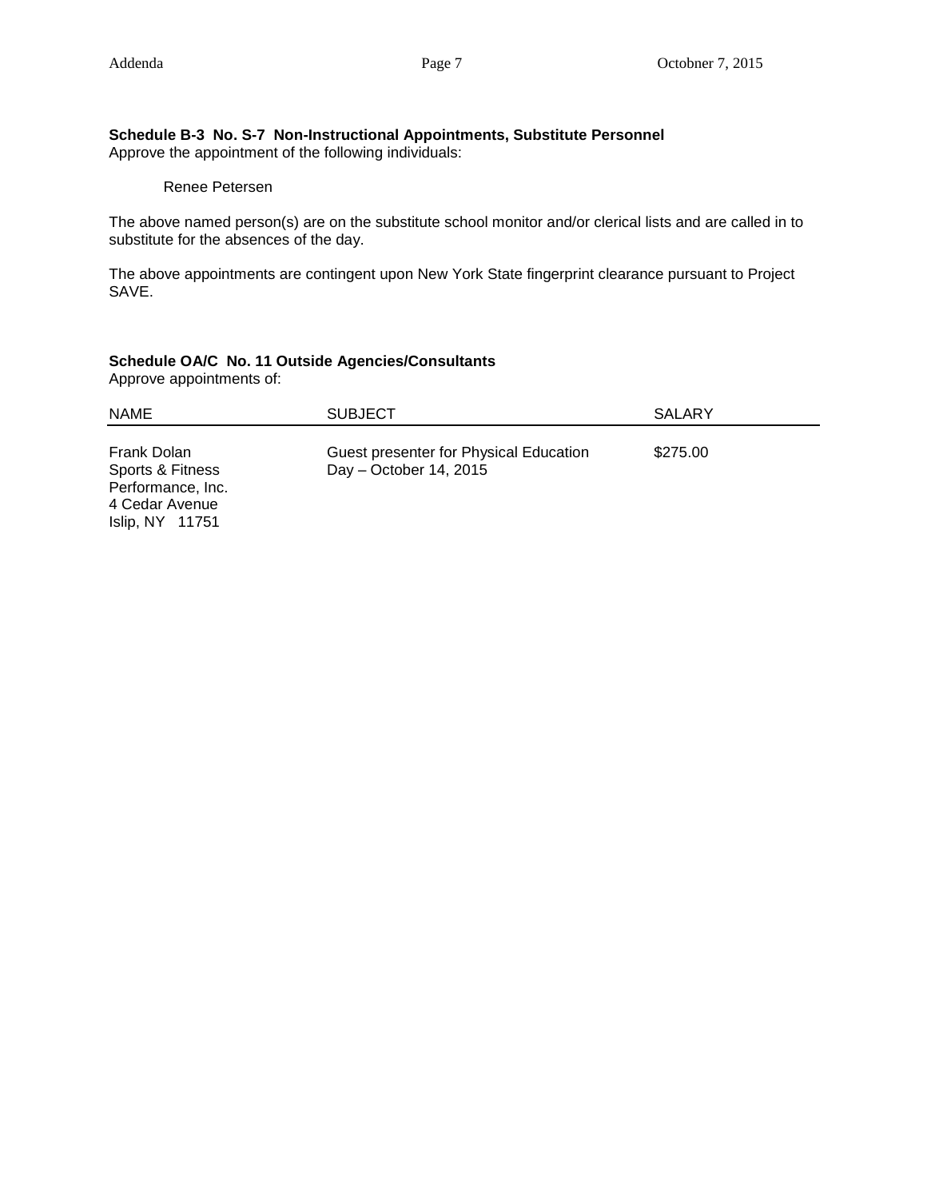**Schedule B-3 No. S-7 Non-Instructional Appointments, Substitute Personnel**
Approve the appointment of the following individuals:

Renee Petersen

The above named person(s) are on the substitute school monitor and/or clerical lists and are called in to substitute for the absences of the day.

The above appointments are contingent upon New York State fingerprint clearance pursuant to Project SAVE.

**Schedule OA/C No. 11 Outside Agencies/Consultants**
Approve appointments of:

| NAME | SUBJECT | SALARY |
|---|---|---|
| Frank Dolan<br>Sports & Fitness Performance, Inc.<br>4 Cedar Avenue<br>Islip, NY 11751 | Guest presenter for Physical Education Day – October 14, 2015 | $275.00 |